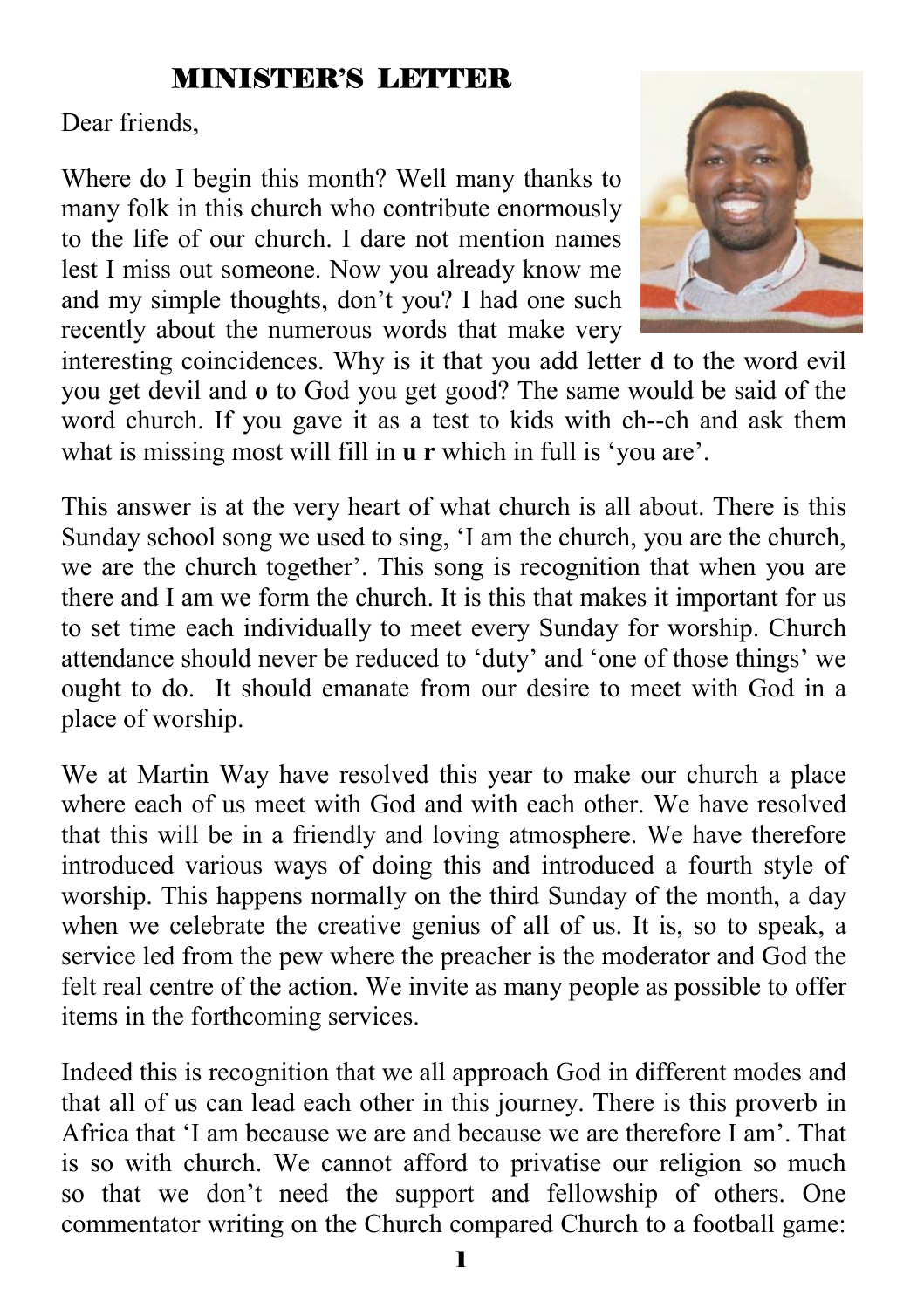# MINISTER'S LETTER

Dear friends,

Where do I begin this month? Well many thanks to many folk in this church who contribute enormously to the life of our church. I dare not mention names lest I miss out someone. Now you already know me and my simple thoughts, don't you? I had one such recently about the numerous words that make very interesting coincidences. Why is it that you add letter **d** to the word evil you get devil and **o** to God you get good? The same would be said of the word church. If you gave it as a test to kids with ch--ch and ask them what is missing most will fill in **u r** which in full is 'you are'.

This answer is at the very heart of what church is all about. There is this Sunday school song we used to sing, 'I am the church, you are the church, we are the church together'. This song is recognition that when you are there and I am we form the church. It is this that makes it important for us to set time each individually to meet every Sunday for worship. Church attendance should never be reduced to 'duty' and 'one of those things' we ought to do. It should emanate from our desire to meet with God in a place of worship.

We at Martin Way have resolved this year to make our church a place where each of us meet with God and with each other. We have resolved that this will be in a friendly and loving atmosphere. We have therefore introduced various ways of doing this and introduced a fourth style of worship. This happens normally on the third Sunday of the month, a day when we celebrate the creative genius of all of us. It is, so to speak, a service led from the pew where the preacher is the moderator and God the felt real centre of the action. We invite as many people as possible to offer items in the forthcoming services.

Indeed this is recognition that we all approach God in different modes and that all of us can lead each other in this journey. There is this proverb in Africa that 'I am because we are and because we are therefore I am'. That is so with church. We cannot afford to privatise our religion so much so that we don't need the support and fellowship of others. One commentator writing on the Church compared Church to a football game: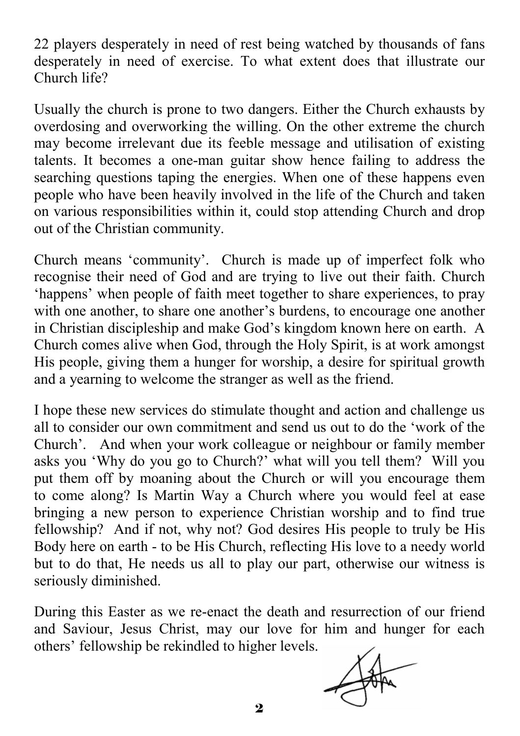22 players desperately in need of rest being watched by thousands of fans desperately in need of exercise. To what extent does that illustrate our Church life?

Usually the church is prone to two dangers. Either the Church exhausts by overdosing and overworking the willing. On the other extreme the church may become irrelevant due its feeble message and utilisation of existing talents. It becomes a one-man guitar show hence failing to address the searching questions taping the energies. When one of these happens even people who have been heavily involved in the life of the Church and taken on various responsibilities within it, could stop attending Church and drop out of the Christian community.

Church means 'community'. Church is made up of imperfect folk who recognise their need of God and are trying to live out their faith. Church 'happens' when people of faith meet together to share experiences, to pray with one another, to share one another's burdens, to encourage one another in Christian discipleship and make God's kingdom known here on earth. A Church comes alive when God, through the Holy Spirit, is at work amongst His people, giving them a hunger for worship, a desire for spiritual growth and a yearning to welcome the stranger as well as the friend.

I hope these new services do stimulate thought and action and challenge us all to consider our own commitment and send us out to do the 'work of the Church'. And when your work colleague or neighbour or family member asks you 'Why do you go to Church?' what will you tell them? Will you put them off by moaning about the Church or will you encourage them to come along? Is Martin Way a Church where you would feel at ease bringing a new person to experience Christian worship and to find true fellowship? And if not, why not? God desires His people to truly be His Body here on earth - to be His Church, reflecting His love to a needy world but to do that, He needs us all to play our part, otherwise our witness is seriously diminished.

During this Easter as we re-enact the death and resurrection of our friend and Saviour, Jesus Christ, may our love for him and hunger for each others' fellowship be rekindled to higher levels.

John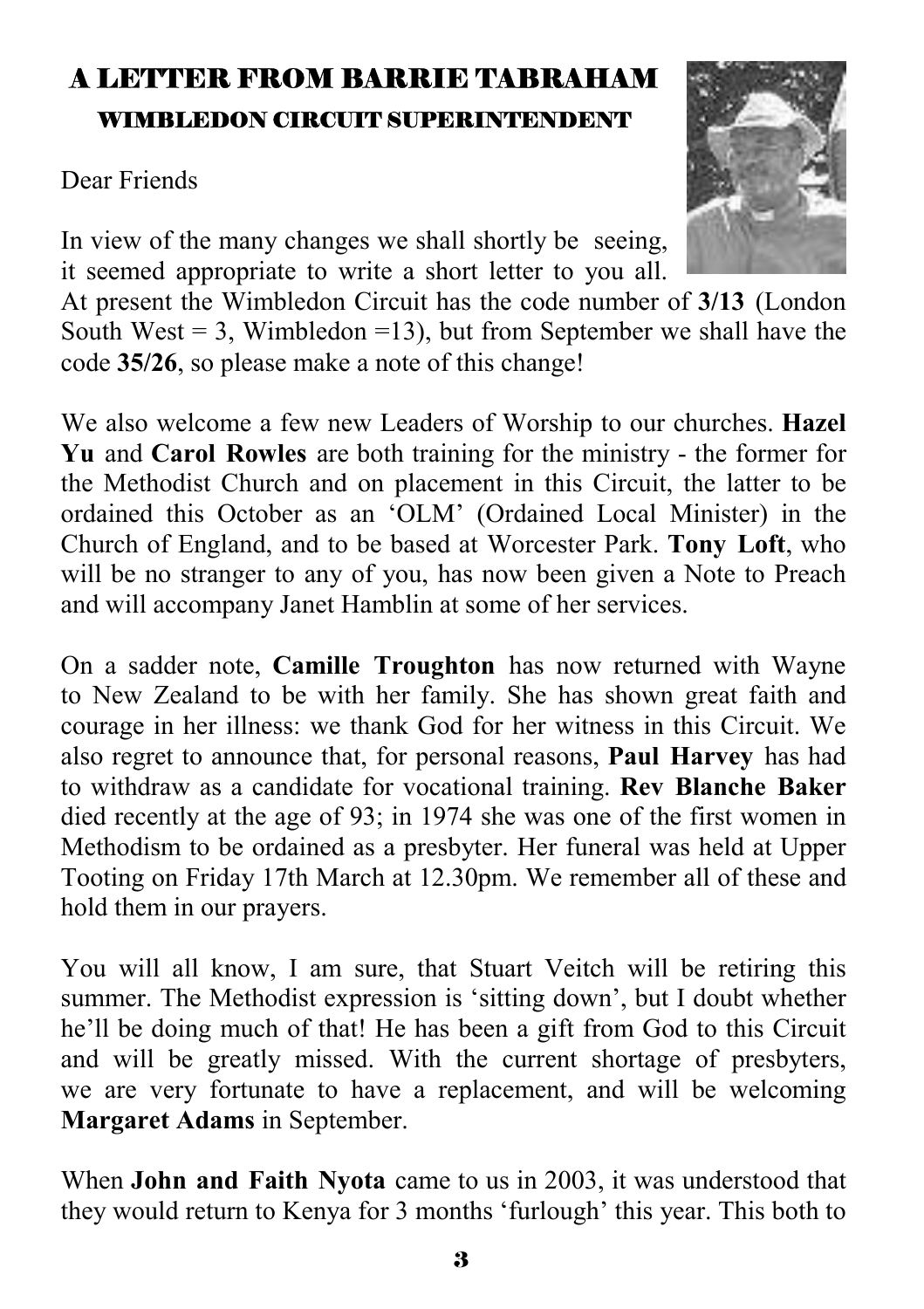# A LETTER FROM BARRIE TABRAHAM

## WIMBLEDON CIRCUIT SUPERINTENDENT

Dear Friends

In view of the many changes we shall shortly be seeing, it seemed appropriate to write a short letter to you all. At present the Wimbledon Circuit has the code number of **3/13** (London South West = 3, Wimbledon =13), but from September we shall have the code **35/26**, so please make a note of this change!

We also welcome a few new Leaders of Worship to our churches. **Hazel Yu** and **Carol Rowles** are both training for the ministry - the former for the Methodist Church and on placement in this Circuit, the latter to be ordained this October as an 'OLM' (Ordained Local Minister) in the Church of England, and to be based at Worcester Park. **Tony Loft**, who will be no stranger to any of you, has now been given a Note to Preach and will accompany Janet Hamblin at some of her services.

On a sadder note, **Camille Troughton** has now returned with Wayne to New Zealand to be with her family. She has shown great faith and courage in her illness: we thank God for her witness in this Circuit. We also regret to announce that, for personal reasons, **Paul Harvey** has had to withdraw as a candidate for vocational training. **Rev Blanche Baker** died recently at the age of 93; in 1974 she was one of the first women in Methodism to be ordained as a presbyter. Her funeral was held at Upper Tooting on Friday 17th March at 12.30pm. We remember all of these and hold them in our prayers.

You will all know, I am sure, that Stuart Veitch will be retiring this summer. The Methodist expression is 'sitting down', but I doubt whether he'll be doing much of that! He has been a gift from God to this Circuit and will be greatly missed. With the current shortage of presbyters, we are very fortunate to have a replacement, and will be welcoming **Margaret Adams** in September.

When **John and Faith Nyota** came to us in 2003, it was understood that they would return to Kenya for 3 months 'furlough' this year. This both to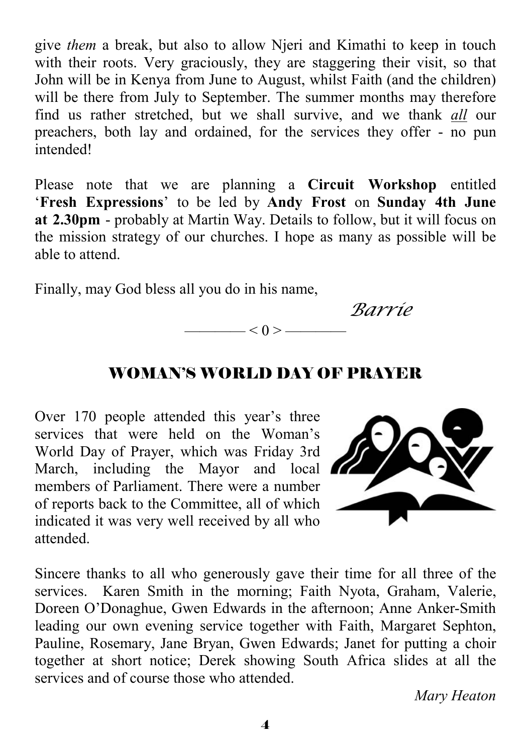give *them* a break, but also to allow Njeri and Kimathi to keep in touch with their roots. Very graciously, they are staggering their visit, so that John will be in Kenya from June to August, whilst Faith (and the children) will be there from July to September. The summer months may therefore find us rather stretched, but we shall survive, and we thank ***all*** our preachers, both lay and ordained, for the services they offer - no pun intended!

Please note that we are planning a **Circuit Workshop** entitled '**Fresh Expressions**' to be led by **Andy Frost** on **Sunday 4th June at 2.30pm** - probably at Martin Way. Details to follow, but it will focus on the mission strategy of our churches. I hope as many as possible will be able to attend.

Finally, may God bless all you do in his name,

*Barrie*

———— < 0 > ————

## WOMAN'S WORLD DAY OF PRAYER

Over 170 people attended this year's three services that were held on the Woman's World Day of Prayer, which was Friday 3rd March, including the Mayor and local members of Parliament. There were a number of reports back to the Committee, all of which indicated it was very well received by all who attended.

Sincere thanks to all who generously gave their time for all three of the services. Karen Smith in the morning; Faith Nyota, Graham, Valerie, Doreen O'Donaghue, Gwen Edwards in the afternoon; Anne Anker-Smith leading our own evening service together with Faith, Margaret Sephton, Pauline, Rosemary, Jane Bryan, Gwen Edwards; Janet for putting a choir together at short notice; Derek showing South Africa slides at all the services and of course those who attended.

*Mary Heaton*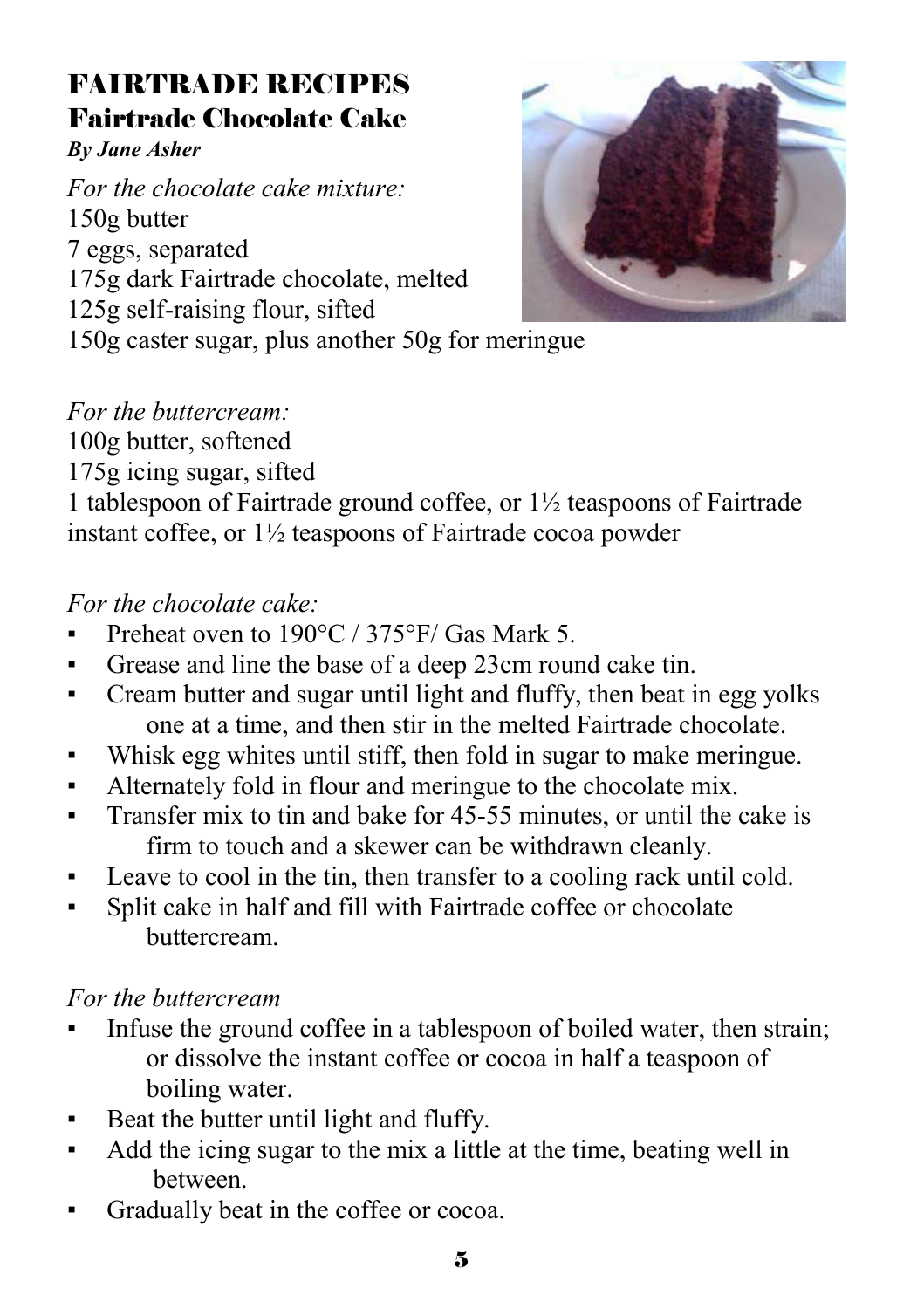# FAIRTRADE RECIPES

## Fairtrade Chocolate Cake

***By Jane Asher***

*For the chocolate cake mixture:*

150g butter
7 eggs, separated
175g dark Fairtrade chocolate, melted
125g self-raising flour, sifted
150g caster sugar, plus another 50g for meringue

*For the buttercream:*

100g butter, softened
175g icing sugar, sifted
1 tablespoon of Fairtrade ground coffee, or 1½ teaspoons of Fairtrade instant coffee, or 1½ teaspoons of Fairtrade cocoa powder

*For the chocolate cake:*

- Preheat oven to 190°C / 375°F/ Gas Mark 5.
- Grease and line the base of a deep 23cm round cake tin.
- Cream butter and sugar until light and fluffy, then beat in egg yolks one at a time, and then stir in the melted Fairtrade chocolate.
- Whisk egg whites until stiff, then fold in sugar to make meringue.
- Alternately fold in flour and meringue to the chocolate mix.
- Transfer mix to tin and bake for 45-55 minutes, or until the cake is firm to touch and a skewer can be withdrawn cleanly.
- Leave to cool in the tin, then transfer to a cooling rack until cold.
- Split cake in half and fill with Fairtrade coffee or chocolate buttercream.

*For the buttercream*

- Infuse the ground coffee in a tablespoon of boiled water, then strain; or dissolve the instant coffee or cocoa in half a teaspoon of boiling water.
- Beat the butter until light and fluffy.
- Add the icing sugar to the mix a little at the time, beating well in between.
- Gradually beat in the coffee or cocoa.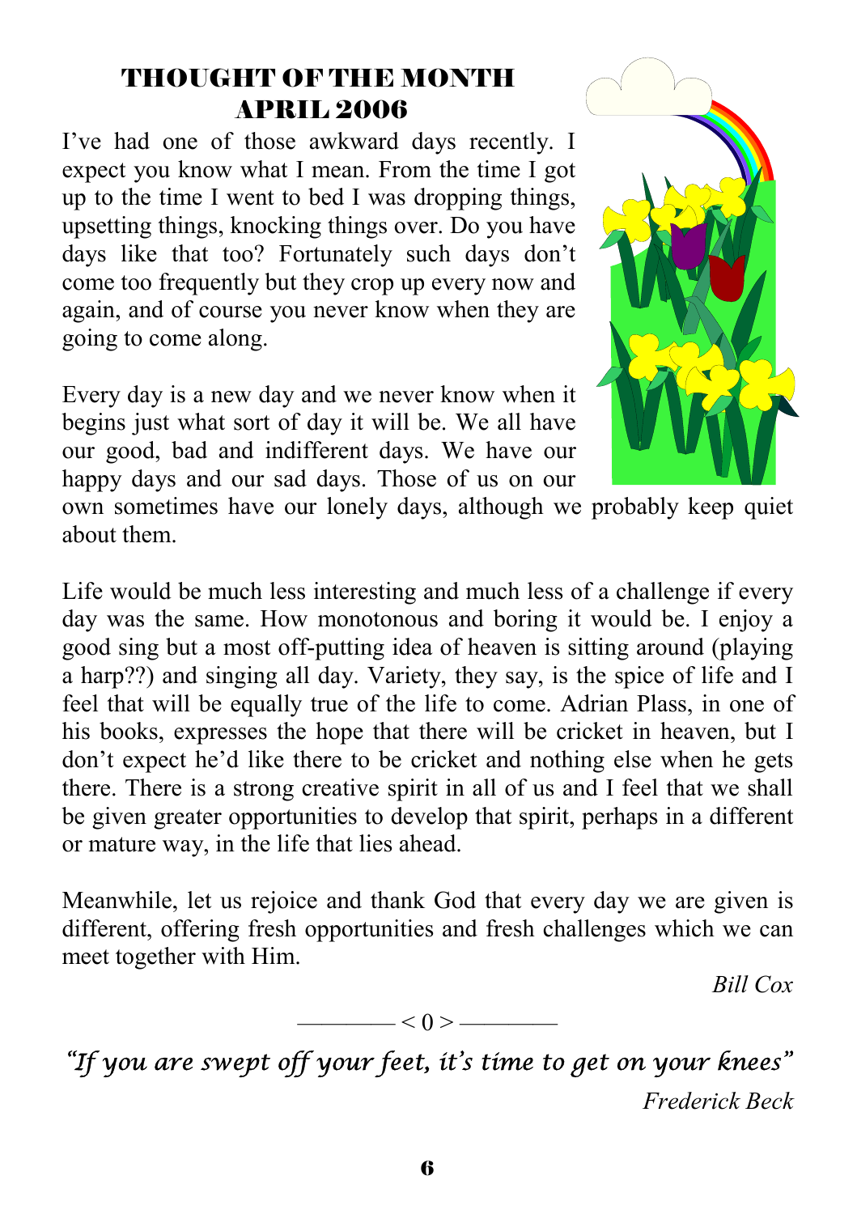# THOUGHT OF THE MONTH
## APRIL 2006

I've had one of those awkward days recently. I expect you know what I mean. From the time I got up to the time I went to bed I was dropping things, upsetting things, knocking things over. Do you have days like that too? Fortunately such days don't come too frequently but they crop up every now and again, and of course you never know when they are going to come along.

Every day is a new day and we never know when it begins just what sort of day it will be. We all have our good, bad and indifferent days. We have our happy days and our sad days. Those of us on our own sometimes have our lonely days, although we probably keep quiet about them.

Life would be much less interesting and much less of a challenge if every day was the same. How monotonous and boring it would be. I enjoy a good sing but a most off-putting idea of heaven is sitting around (playing a harp??) and singing all day. Variety, they say, is the spice of life and I feel that will be equally true of the life to come. Adrian Plass, in one of his books, expresses the hope that there will be cricket in heaven, but I don't expect he'd like there to be cricket and nothing else when he gets there. There is a strong creative spirit in all of us and I feel that we shall be given greater opportunities to develop that spirit, perhaps in a different or mature way, in the life that lies ahead.

Meanwhile, let us rejoice and thank God that every day we are given is different, offering fresh opportunities and fresh challenges which we can meet together with Him.

*Bill Cox*

———— < 0 > ————

*"If you are swept off your feet, it's time to get on your knees"*

*Frederick Beck*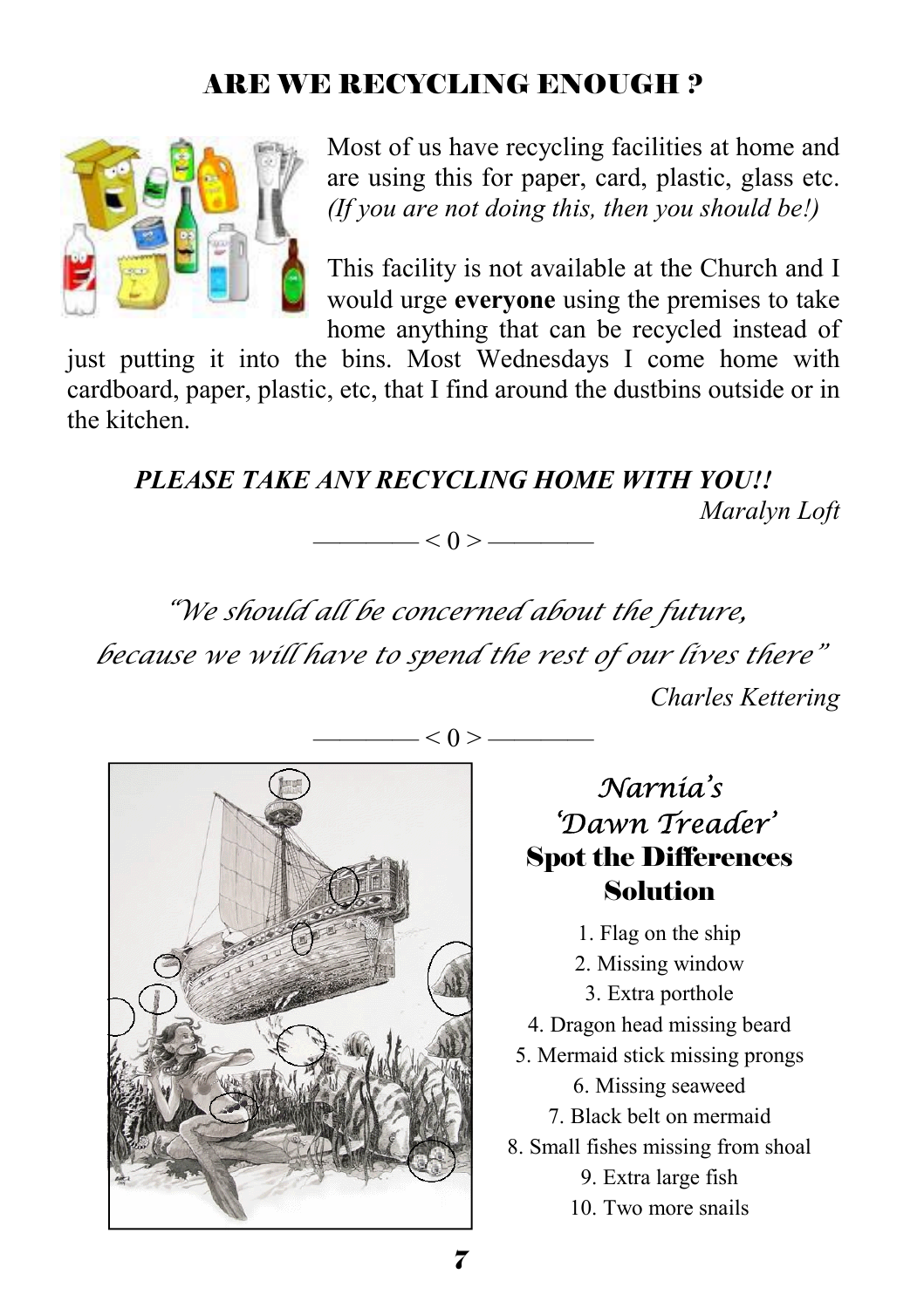## ARE WE RECYCLING ENOUGH ?

Most of us have recycling facilities at home and are using this for paper, card, plastic, glass etc. *(If you are not doing this, then you should be!)*

This facility is not available at the Church and I would urge **everyone** using the premises to take home anything that can be recycled instead of just putting it into the bins. Most Wednesdays I come home with cardboard, paper, plastic, etc, that I find around the dustbins outside or in the kitchen.

***PLEASE TAKE ANY RECYCLING HOME WITH YOU!!***

*Maralyn Loft*

———— < 0 > ————

*"We should all be concerned about the future, because we will have to spend the rest of our lives there"*

*Charles Kettering*

———— < 0 > ————

## *Narnia's 'Dawn Treader'* Spot the Differences Solution

1. Flag on the ship
2. Missing window
3. Extra porthole
4. Dragon head missing beard
5. Mermaid stick missing prongs
6. Missing seaweed
7. Black belt on mermaid
8. Small fishes missing from shoal
9. Extra large fish
10. Two more snails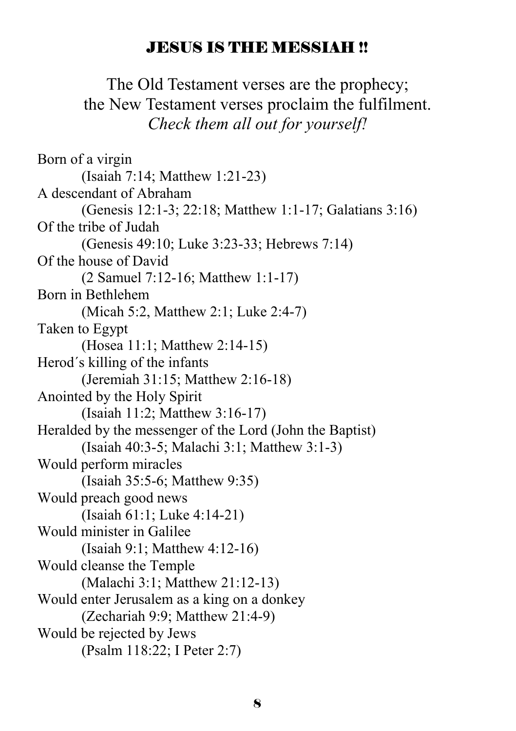## JESUS IS THE MESSIAH !!

The Old Testament verses are the prophecy;
the New Testament verses proclaim the fulfilment.
*Check them all out for yourself!*

Born of a virgin
(Isaiah 7:14; Matthew 1:21-23)
A descendant of Abraham
(Genesis 12:1-3; 22:18; Matthew 1:1-17; Galatians 3:16)
Of the tribe of Judah
(Genesis 49:10; Luke 3:23-33; Hebrews 7:14)
Of the house of David
(2 Samuel 7:12-16; Matthew 1:1-17)
Born in Bethlehem
(Micah 5:2, Matthew 2:1; Luke 2:4-7)
Taken to Egypt
(Hosea 11:1; Matthew 2:14-15)
Herod´s killing of the infants
(Jeremiah 31:15; Matthew 2:16-18)
Anointed by the Holy Spirit
(Isaiah 11:2; Matthew 3:16-17)
Heralded by the messenger of the Lord (John the Baptist)
(Isaiah 40:3-5; Malachi 3:1; Matthew 3:1-3)
Would perform miracles
(Isaiah 35:5-6; Matthew 9:35)
Would preach good news
(Isaiah 61:1; Luke 4:14-21)
Would minister in Galilee
(Isaiah 9:1; Matthew 4:12-16)
Would cleanse the Temple
(Malachi 3:1; Matthew 21:12-13)
Would enter Jerusalem as a king on a donkey
(Zechariah 9:9; Matthew 21:4-9)
Would be rejected by Jews
(Psalm 118:22; I Peter 2:7)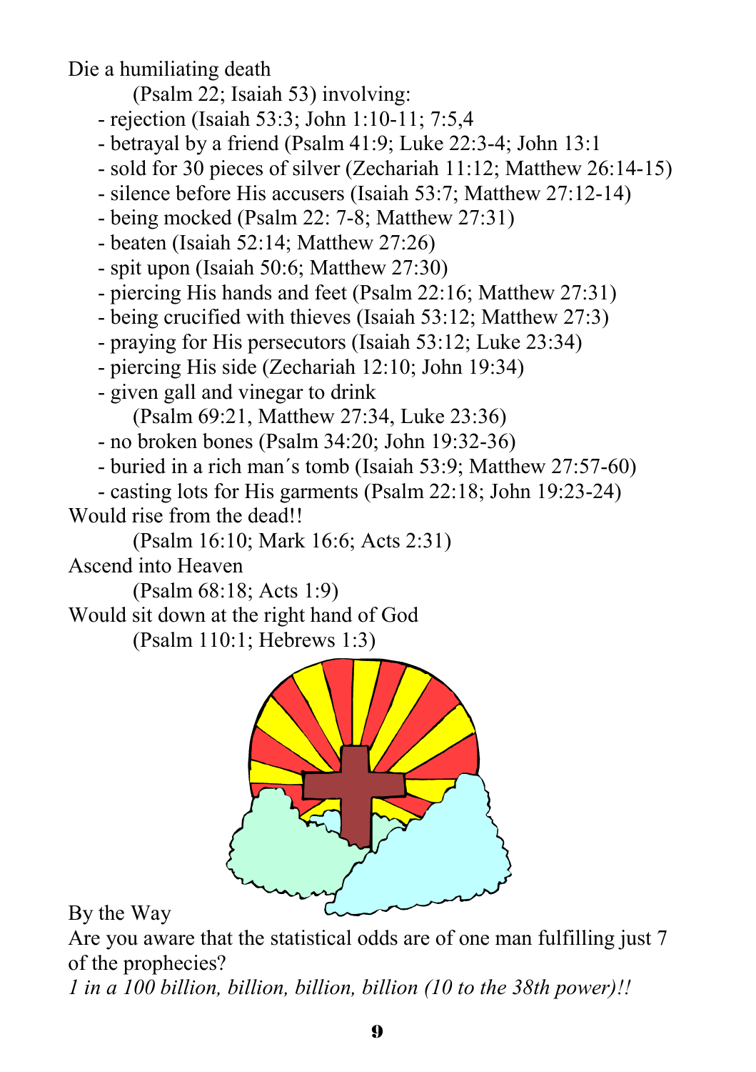Die a humiliating death

(Psalm 22; Isaiah 53) involving:

- rejection (Isaiah 53:3; John 1:10-11; 7:5,4
- betrayal by a friend (Psalm 41:9; Luke 22:3-4; John 13:1
- sold for 30 pieces of silver (Zechariah 11:12; Matthew 26:14-15)
- silence before His accusers (Isaiah 53:7; Matthew 27:12-14)
- being mocked (Psalm 22: 7-8; Matthew 27:31)
- beaten (Isaiah 52:14; Matthew 27:26)
- spit upon (Isaiah 50:6; Matthew 27:30)
- piercing His hands and feet (Psalm 22:16; Matthew 27:31)
- being crucified with thieves (Isaiah 53:12; Matthew 27:3)
- praying for His persecutors (Isaiah 53:12; Luke 23:34)
- piercing His side (Zechariah 12:10; John 19:34)
- given gall and vinegar to drink
  (Psalm 69:21, Matthew 27:34, Luke 23:36)
- no broken bones (Psalm 34:20; John 19:32-36)
- buried in a rich man´s tomb (Isaiah 53:9; Matthew 27:57-60)
- casting lots for His garments (Psalm 22:18; John 19:23-24)

Would rise from the dead!!

(Psalm 16:10; Mark 16:6; Acts 2:31)

Ascend into Heaven

(Psalm 68:18; Acts 1:9)

Would sit down at the right hand of God

(Psalm 110:1; Hebrews 1:3)

By the Way

Are you aware that the statistical odds are of one man fulfilling just 7 of the prophecies?

*1 in a 100 billion, billion, billion, billion (10 to the 38th power)!!*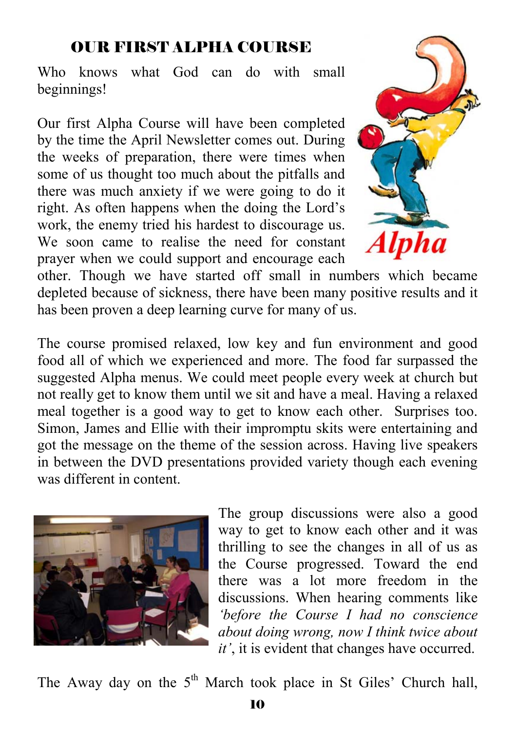## OUR FIRST ALPHA COURSE

Who knows what God can do with small beginnings!

Our first Alpha Course will have been completed by the time the April Newsletter comes out. During the weeks of preparation, there were times when some of us thought too much about the pitfalls and there was much anxiety if we were going to do it right. As often happens when the doing the Lord's work, the enemy tried his hardest to discourage us. We soon came to realise the need for constant prayer when we could support and encourage each other. Though we have started off small in numbers which became depleted because of sickness, there have been many positive results and it has been proven a deep learning curve for many of us.

The course promised relaxed, low key and fun environment and good food all of which we experienced and more. The food far surpassed the suggested Alpha menus. We could meet people every week at church but not really get to know them until we sit and have a meal. Having a relaxed meal together is a good way to get to know each other. Surprises too. Simon, James and Ellie with their impromptu skits were entertaining and got the message on the theme of the session across. Having live speakers in between the DVD presentations provided variety though each evening was different in content.

The group discussions were also a good way to get to know each other and it was thrilling to see the changes in all of us as the Course progressed. Toward the end there was a lot more freedom in the discussions. When hearing comments like *'before the Course I had no conscience about doing wrong, now I think twice about it'*, it is evident that changes have occurred.

The Away day on the 5th March took place in St Giles' Church hall,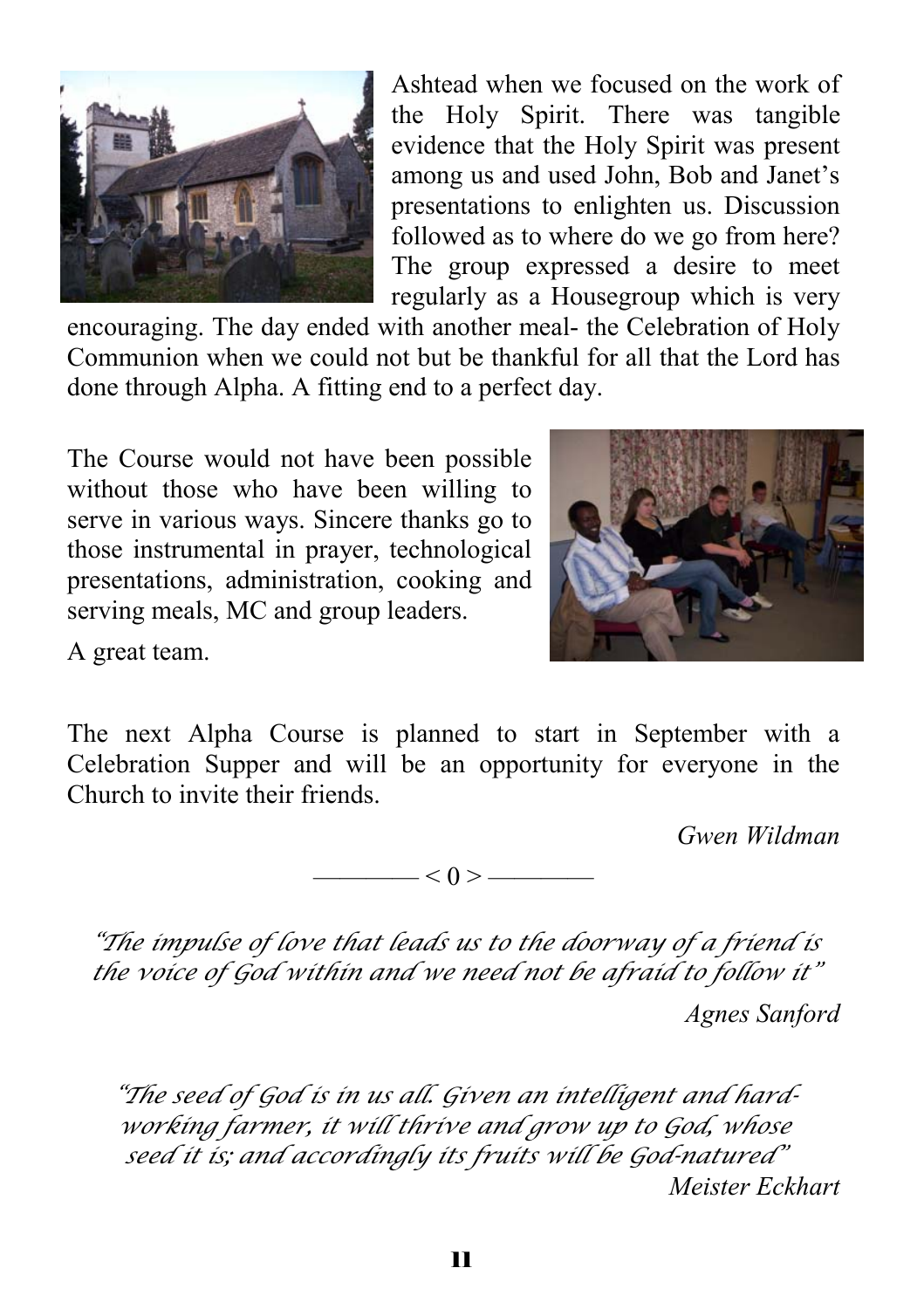Ashtead when we focused on the work of the Holy Spirit. There was tangible evidence that the Holy Spirit was present among us and used John, Bob and Janet's presentations to enlighten us. Discussion followed as to where do we go from here? The group expressed a desire to meet regularly as a Housegroup which is very encouraging. The day ended with another meal- the Celebration of Holy Communion when we could not but be thankful for all that the Lord has done through Alpha. A fitting end to a perfect day.

The Course would not have been possible without those who have been willing to serve in various ways. Sincere thanks go to those instrumental in prayer, technological presentations, administration, cooking and serving meals, MC and group leaders.

A great team.

The next Alpha Course is planned to start in September with a Celebration Supper and will be an opportunity for everyone in the Church to invite their friends.

*Gwen Wildman*

———— < 0 > ————

*"The impulse of love that leads us to the doorway of a friend is the voice of God within and we need not be afraid to follow it"*

*Agnes Sanford*

*"The seed of God is in us all. Given an intelligent and hard-working farmer, it will thrive and grow up to God, whose seed it is; and accordingly its fruits will be God-natured"*

*Meister Eckhart*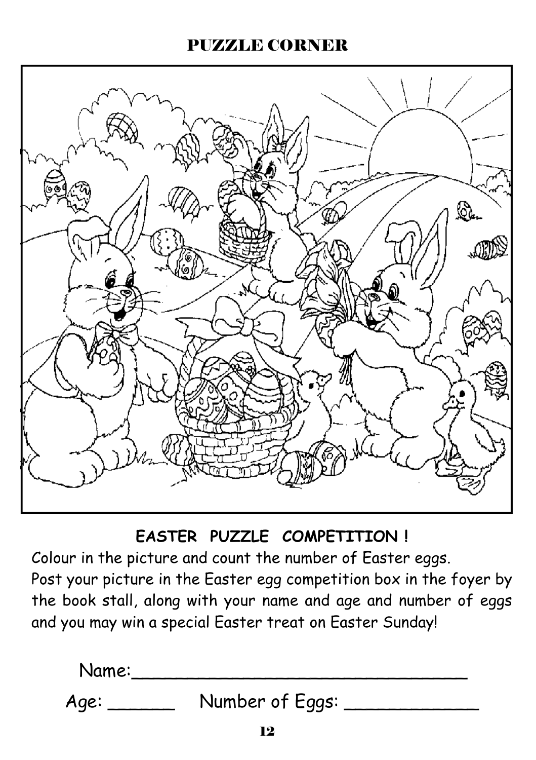# PUZZLE CORNER

## EASTER PUZZLE COMPETITION !

Colour in the picture and count the number of Easter eggs.
Post your picture in the Easter egg competition box in the foyer by the book stall, along with your name and age and number of eggs and you may win a special Easter treat on Easter Sunday!

Name:________________________________

Age: ______ Number of Eggs: ____________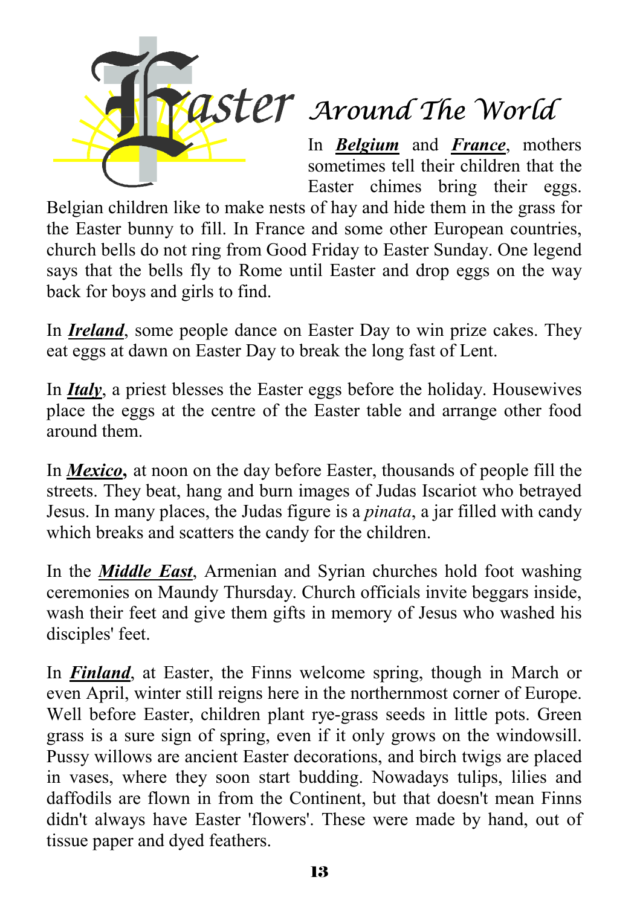# Easter Around The World

In ***Belgium*** and ***France***, mothers sometimes tell their children that the Easter chimes bring their eggs. Belgian children like to make nests of hay and hide them in the grass for the Easter bunny to fill. In France and some other European countries, church bells do not ring from Good Friday to Easter Sunday. One legend says that the bells fly to Rome until Easter and drop eggs on the way back for boys and girls to find.

In ***Ireland***, some people dance on Easter Day to win prize cakes. They eat eggs at dawn on Easter Day to break the long fast of Lent.

In ***Italy***, a priest blesses the Easter eggs before the holiday. Housewives place the eggs at the centre of the Easter table and arrange other food around them.

In ***Mexico*****,** at noon on the day before Easter, thousands of people fill the streets. They beat, hang and burn images of Judas Iscariot who betrayed Jesus. In many places, the Judas figure is a *pinata*, a jar filled with candy which breaks and scatters the candy for the children.

In the ***Middle East***, Armenian and Syrian churches hold foot washing ceremonies on Maundy Thursday. Church officials invite beggars inside, wash their feet and give them gifts in memory of Jesus who washed his disciples' feet.

In ***Finland***, at Easter, the Finns welcome spring, though in March or even April, winter still reigns here in the northernmost corner of Europe. Well before Easter, children plant rye-grass seeds in little pots. Green grass is a sure sign of spring, even if it only grows on the windowsill. Pussy willows are ancient Easter decorations, and birch twigs are placed in vases, where they soon start budding. Nowadays tulips, lilies and daffodils are flown in from the Continent, but that doesn't mean Finns didn't always have Easter 'flowers'. These were made by hand, out of tissue paper and dyed feathers.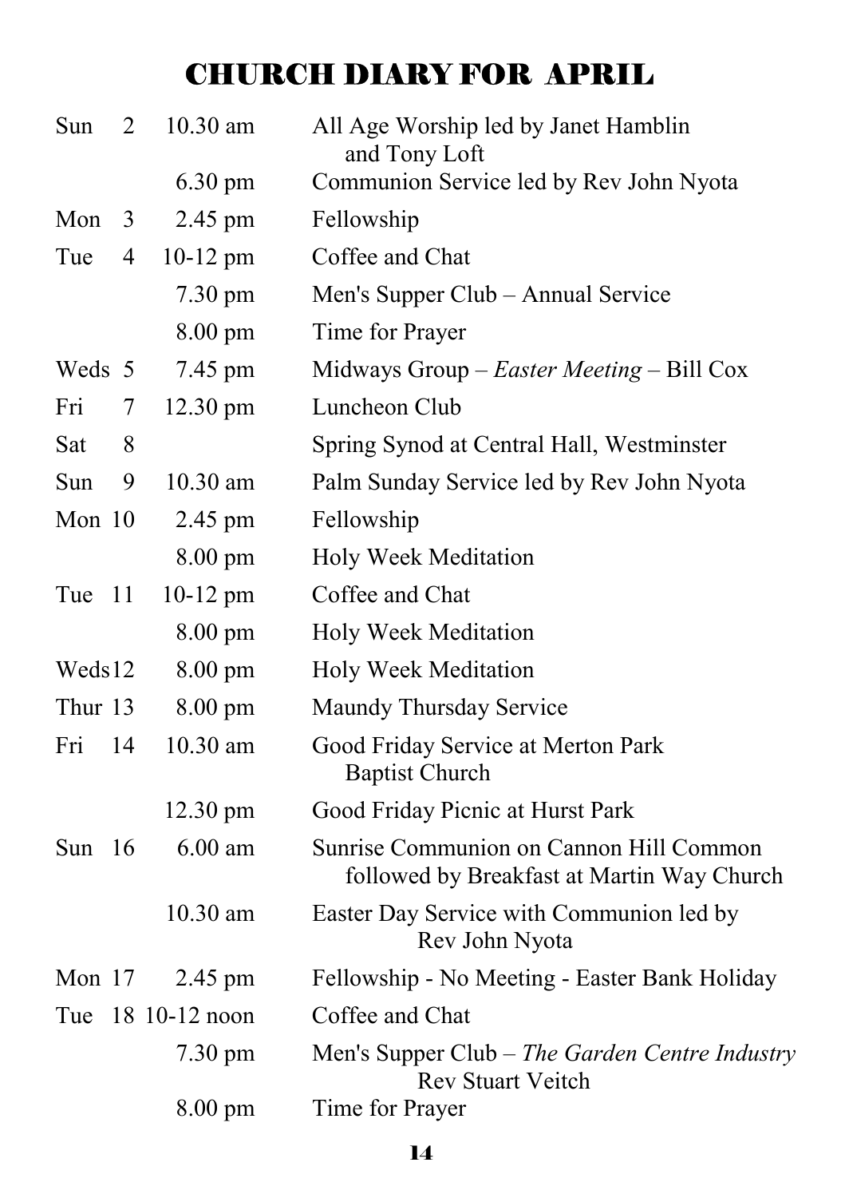# CHURCH DIARY FOR APRIL

| Day | Date | Time | Event |
|---|---|---|---|
| Sun | 2 | 10.30 am | All Age Worship led by Janet Hamblin and Tony Loft |
| | | 6.30 pm | Communion Service led by Rev John Nyota |
| Mon | 3 | 2.45 pm | Fellowship |
| Tue | 4 | 10-12 pm | Coffee and Chat |
| | | 7.30 pm | Men's Supper Club – Annual Service |
| | | 8.00 pm | Time for Prayer |
| Weds | 5 | 7.45 pm | Midways Group – *Easter Meeting* – Bill Cox |
| Fri | 7 | 12.30 pm | Luncheon Club |
| Sat | 8 | | Spring Synod at Central Hall, Westminster |
| Sun | 9 | 10.30 am | Palm Sunday Service led by Rev John Nyota |
| Mon | 10 | 2.45 pm | Fellowship |
| | | 8.00 pm | Holy Week Meditation |
| Tue | 11 | 10-12 pm | Coffee and Chat |
| | | 8.00 pm | Holy Week Meditation |
| Weds | 12 | 8.00 pm | Holy Week Meditation |
| Thur | 13 | 8.00 pm | Maundy Thursday Service |
| Fri | 14 | 10.30 am | Good Friday Service at Merton Park Baptist Church |
| | | 12.30 pm | Good Friday Picnic at Hurst Park |
| Sun | 16 | 6.00 am | Sunrise Communion on Cannon Hill Common followed by Breakfast at Martin Way Church |
| | | 10.30 am | Easter Day Service with Communion led by Rev John Nyota |
| Mon | 17 | 2.45 pm | Fellowship - No Meeting - Easter Bank Holiday |
| Tue | 18 | 10-12 noon | Coffee and Chat |
| | | 7.30 pm | Men's Supper Club – *The Garden Centre Industry* Rev Stuart Veitch |
| | | 8.00 pm | Time for Prayer |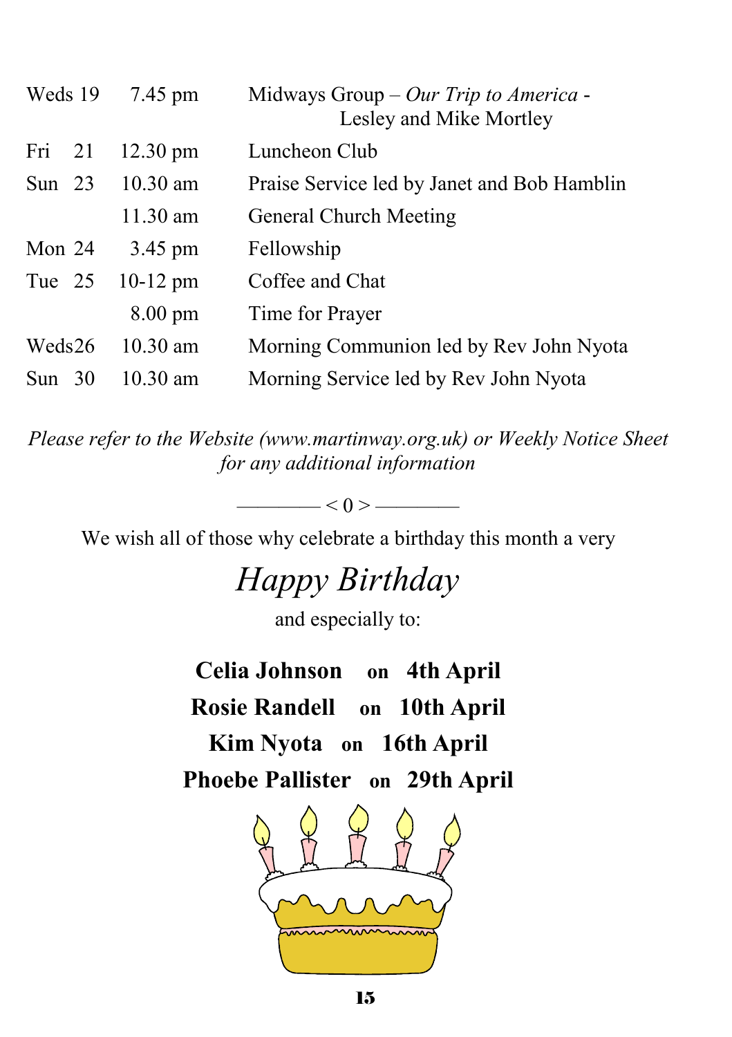| | | |
|---|---|---|
| Weds 19 | 7.45 pm | Midways Group – *Our Trip to America* - Lesley and Mike Mortley |
| Fri 21 | 12.30 pm | Luncheon Club |
| Sun 23 | 10.30 am | Praise Service led by Janet and Bob Hamblin |
| | 11.30 am | General Church Meeting |
| Mon 24 | 3.45 pm | Fellowship |
| Tue 25 | 10-12 pm | Coffee and Chat |
| | 8.00 pm | Time for Prayer |
| Weds26 | 10.30 am | Morning Communion led by Rev John Nyota |
| Sun 30 | 10.30 am | Morning Service led by Rev John Nyota |

*Please refer to the Website (www.martinway.org.uk) or Weekly Notice Sheet for any additional information*

———— < 0 > ————

We wish all of those why celebrate a birthday this month a very

*Happy Birthday*

and especially to:

**Celia Johnson on 4th April**

**Rosie Randell on 10th April**

**Kim Nyota on 16th April**

**Phoebe Pallister on 29th April**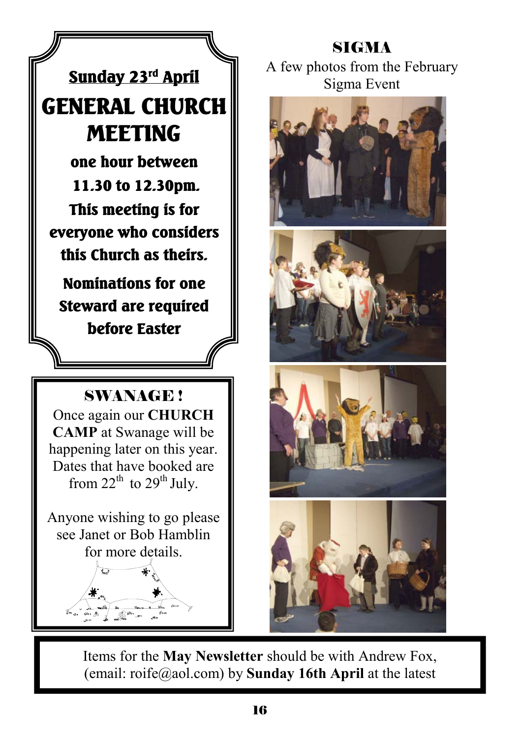**Sunday 23rd April**

# GENERAL CHURCH MEETING

**one hour between 11.30 to 12.30pm.**

**This meeting is for everyone who considers this Church as theirs.**

**Nominations for one Steward are required before Easter**

## SWANAGE !

Once again our **CHURCH CAMP** at Swanage will be happening later on this year. Dates that have booked are from 22th to 29th July.

Anyone wishing to go please see Janet or Bob Hamblin for more details.

## SIGMA

A few photos from the February Sigma Event

Items for the **May Newsletter** should be with Andrew Fox, (email: roife@aol.com) by **Sunday 16th April** at the latest